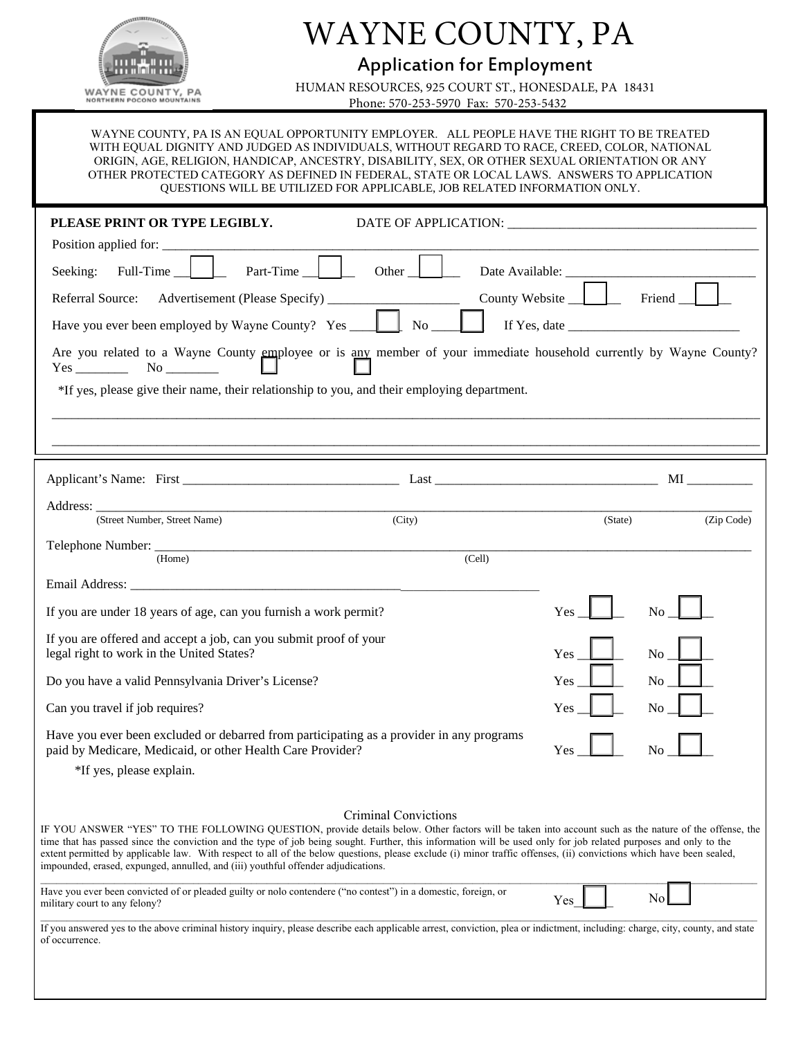# WAYNE COUNTY, PA

## Application for Employment

HUMAN RESOURCES, 925 COURT ST., HONESDALE, PA 18431

Phone: 570-253-5970 Fax: 570-253-5432

WAYNE COUNTY, PA IS AN EQUAL OPPORTUNITY EMPLOYER. ALL PEOPLE HAVE THE RIGHT TO BE TREATED WITH EQUAL DIGNITY AND JUDGED AS INDIVIDUALS, WITHOUT REGARD TO RACE, CREED, COLOR, NATIONAL ORIGIN, AGE, RELIGION, HANDICAP, ANCESTRY, DISABILITY, SEX, OR OTHER SEXUAL ORIENTATION OR ANY OTHER PROTECTED CATEGORY AS DEFINED IN FEDERAL, STATE OR LOCAL LAWS. ANSWERS TO APPLICATION QUESTIONS WILL BE UTILIZED FOR APPLICABLE, JOB RELATED INFORMATION ONLY.

**PLEASE PRINT OR TYPE LEGIBLY.** DATE OF APPLICATION: ____________________________________

Position applied for: ____________________________________________________________________________________

Seeking: Full-Time ☐ Part-Time ☐ Other ☐ Date Available: ____________________________

Referral Source: Advertisement (Please Specify) ____________________ County Website ☐ Friend ☐

Have you ever been employed by Wayne County? Yes ☐ No ☐ If Yes, date __________________________

Are you related to a Wayne County employee or is any member of your immediate household currently by Wayne County? Yes ________ ☐ No ________ ☐

*If yes, please give their name, their relationship to you, and their employing department.

____________________________________________________________________________________________________

____________________________________________________________________________________________________

Applicant's Name: First _________________________________ Last __________________________________ MI __________

Address: ____________________________________________________________________________________________
(Street Number, Street Name) (City) (State) (Zip Code)

Telephone Number: ____________________________________________________________________________________
(Home) (Cell)

Email Address: ______________________________________________________________

If you are under 18 years of age, can you furnish a work permit? Yes ☐ No ☐

If you are offered and accept a job, can you submit proof of your legal right to work in the United States? Yes ☐ No ☐

Do you have a valid Pennsylvania Driver's License? Yes ☐ No ☐

Can you travel if job requires? Yes ☐ No ☐

Have you ever been excluded or debarred from participating as a provider in any programs paid by Medicare, Medicaid, or other Health Care Provider? Yes ☐ No ☐

*If yes, please explain.

### Criminal Convictions

IF YOU ANSWER "YES" TO THE FOLLOWING QUESTION, provide details below. Other factors will be taken into account such as the nature of the offense, the time that has passed since the conviction and the type of job being sought. Further, this information will be used only for job related purposes and only to the extent permitted by applicable law. With respect to all of the below questions, please exclude (i) minor traffic offenses, (ii) convictions which have been sealed, impounded, erased, expunged, annulled, and (iii) youthful offender adjudications.

Have you ever been convicted of or pleaded guilty or nolo contendere ("no contest") in a domestic, foreign, or military court to any felony? Yes ☐ No ☐

If you answered yes to the above criminal history inquiry, please describe each applicable arrest, conviction, plea or indictment, including: charge, city, county, and state of occurrence.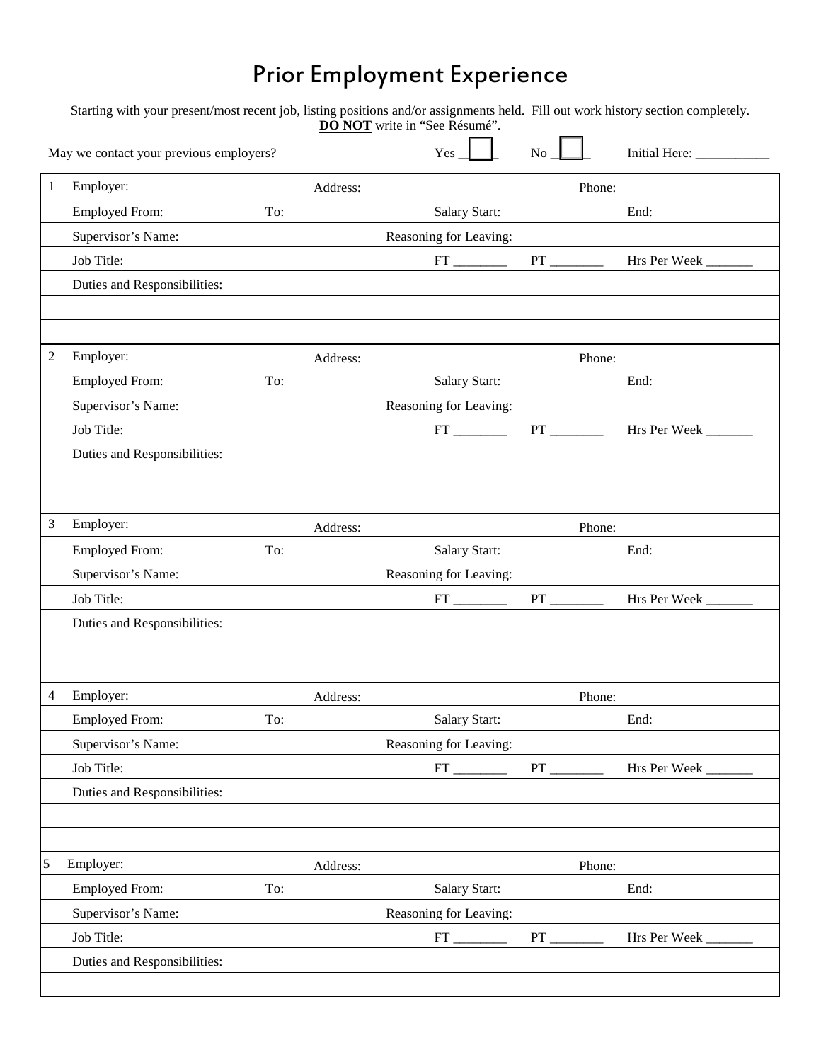# Prior Employment Experience

Starting with your present/most recent job, listing positions and/or assignments held. Fill out work history section completely. **DO NOT** write in "See Résumé".

May we contact your previous employers? Yes ___ No ___ Initial Here: ___________

| | | | | | | |
|---|---|---|---|---|---|---|
| 1 | Employer: | | Address: | | Phone: | |
| | Employed From: | To: | Salary Start: | | End: | |
| | Supervisor's Name: | | Reasoning for Leaving: | | | |
| | Job Title: | | FT ________ | PT ________ | Hrs Per Week _______ | |
| | Duties and Responsibilities: | | | | | |
| | | | | | | |
| | | | | | | |
| 2 | Employer: | | Address: | | Phone: | |
| | Employed From: | To: | Salary Start: | | End: | |
| | Supervisor's Name: | | Reasoning for Leaving: | | | |
| | Job Title: | | FT ________ | PT ________ | Hrs Per Week _______ | |
| | Duties and Responsibilities: | | | | | |
| | | | | | | |
| | | | | | | |
| 3 | Employer: | | Address: | | Phone: | |
| | Employed From: | To: | Salary Start: | | End: | |
| | Supervisor's Name: | | Reasoning for Leaving: | | | |
| | Job Title: | | FT ________ | PT ________ | Hrs Per Week _______ | |
| | Duties and Responsibilities: | | | | | |
| | | | | | | |
| | | | | | | |
| 4 | Employer: | | Address: | | Phone: | |
| | Employed From: | To: | Salary Start: | | End: | |
| | Supervisor's Name: | | Reasoning for Leaving: | | | |
| | Job Title: | | FT ________ | PT ________ | Hrs Per Week _______ | |
| | Duties and Responsibilities: | | | | | |
| | | | | | | |
| | | | | | | |
| 5 | Employer: | | Address: | | Phone: | |
| | Employed From: | To: | Salary Start: | | End: | |
| | Supervisor's Name: | | Reasoning for Leaving: | | | |
| | Job Title: | | FT ________ | PT ________ | Hrs Per Week _______ | |
| | Duties and Responsibilities: | | | | | |
| | | | | | | |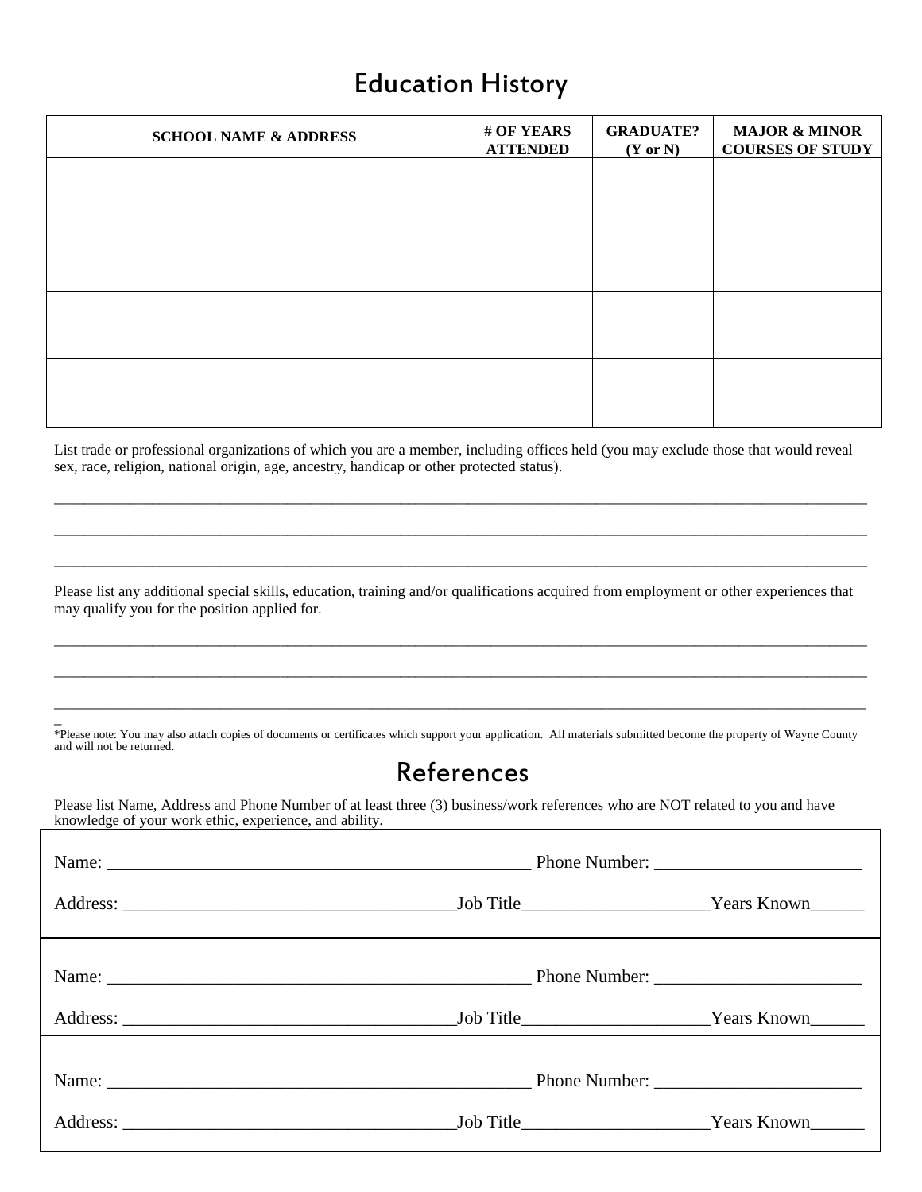## Education History

| SCHOOL NAME & ADDRESS | # OF YEARS ATTENDED | GRADUATE? (Y or N) | MAJOR & MINOR COURSES OF STUDY |
|---|---|---|---|
| | | | |
| | | | |
| | | | |
| | | | |

List trade or professional organizations of which you are a member, including offices held (you may exclude those that would reveal sex, race, religion, national origin, age, ancestry, handicap or other protected status).

_______________________________________________________________________________________________

_______________________________________________________________________________________________

_______________________________________________________________________________________________

Please list any additional special skills, education, training and/or qualifications acquired from employment or other experiences that may qualify you for the position applied for.

_______________________________________________________________________________________________

_______________________________________________________________________________________________

_______________________________________________________________________________________________

*Please note: You may also attach copies of documents or certificates which support your application. All materials submitted become the property of Wayne County and will not be returned.

## References

Please list Name, Address and Phone Number of at least three (3) business/work references who are NOT related to you and have knowledge of your work ethic, experience, and ability.

Name: _______________________________________________ Phone Number: _______________________

Address: _____________________________________Job Title____________________Years Known______

Name: _______________________________________________ Phone Number: _______________________

Address: _____________________________________Job Title____________________Years Known______

Name: _______________________________________________ Phone Number: _______________________

Address: _____________________________________Job Title____________________Years Known______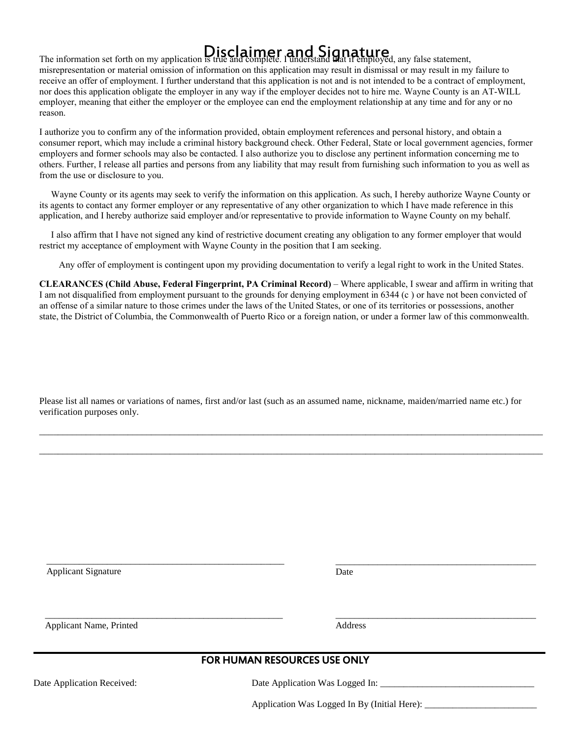# Disclaimer and Signature

The information set forth on my application is true and complete. I understand that if employed, any false statement, misrepresentation or material omission of information on this application may result in dismissal or may result in my failure to receive an offer of employment. I further understand that this application is not and is not intended to be a contract of employment, nor does this application obligate the employer in any way if the employer decides not to hire me. Wayne County is an AT-WILL employer, meaning that either the employer or the employee can end the employment relationship at any time and for any or no reason.

I authorize you to confirm any of the information provided, obtain employment references and personal history, and obtain a consumer report, which may include a criminal history background check. Other Federal, State or local government agencies, former employers and former schools may also be contacted. I also authorize you to disclose any pertinent information concerning me to others. Further, I release all parties and persons from any liability that may result from furnishing such information to you as well as from the use or disclosure to you.

Wayne County or its agents may seek to verify the information on this application. As such, I hereby authorize Wayne County or its agents to contact any former employer or any representative of any other organization to which I have made reference in this application, and I hereby authorize said employer and/or representative to provide information to Wayne County on my behalf.

I also affirm that I have not signed any kind of restrictive document creating any obligation to any former employer that would restrict my acceptance of employment with Wayne County in the position that I am seeking.

Any offer of employment is contingent upon my providing documentation to verify a legal right to work in the United States.

**CLEARANCES (Child Abuse, Federal Fingerprint, PA Criminal Record)** – Where applicable, I swear and affirm in writing that I am not disqualified from employment pursuant to the grounds for denying employment in 6344 (c ) or have not been convicted of an offense of a similar nature to those crimes under the laws of the United States, or one of its territories or possessions, another state, the District of Columbia, the Commonwealth of Puerto Rico or a foreign nation, or under a former law of this commonwealth.

Please list all names or variations of names, first and/or last (such as an assumed name, nickname, maiden/married name etc.) for verification purposes only.

______________________________________________________________________________________________

______________________________________________________________________________________________

| | |
|---|---|
| ____________________________________ | ____________________________________ |
| Applicant Signature | Date |
| ____________________________________ | ____________________________________ |
| Applicant Name, Printed | Address |

## FOR HUMAN RESOURCES USE ONLY

Date Application Received:

Date Application Was Logged In: ________________________________

Application Was Logged In By (Initial Here): ________________________